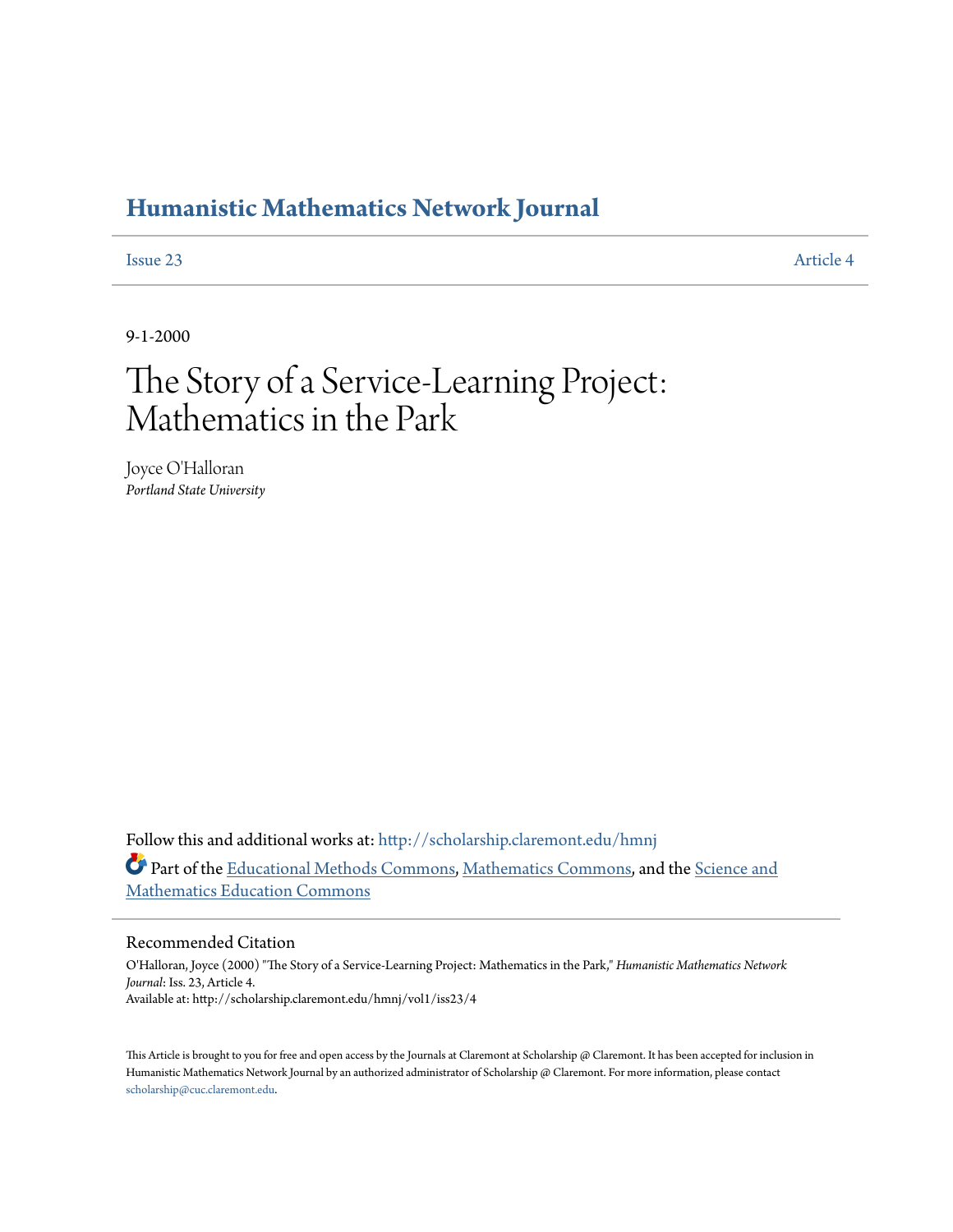# Humanistic Mathematics Network Journal

Issue 23 Article 4

9-1-2000

# The Story of a Service-Learning Project: Mathematics in the Park

Joyce O'Halloran
*Portland State University*

Follow this and additional works at: http://scholarship.claremont.edu/hmnj

Part of the Educational Methods Commons, Mathematics Commons, and the Science and Mathematics Education Commons

## Recommended Citation

O'Halloran, Joyce (2000) "The Story of a Service-Learning Project: Mathematics in the Park," *Humanistic Mathematics Network Journal*: Iss. 23, Article 4.
Available at: http://scholarship.claremont.edu/hmnj/vol1/iss23/4

This Article is brought to you for free and open access by the Journals at Claremont at Scholarship @ Claremont. It has been accepted for inclusion in Humanistic Mathematics Network Journal by an authorized administrator of Scholarship @ Claremont. For more information, please contact scholarship@cuc.claremont.edu.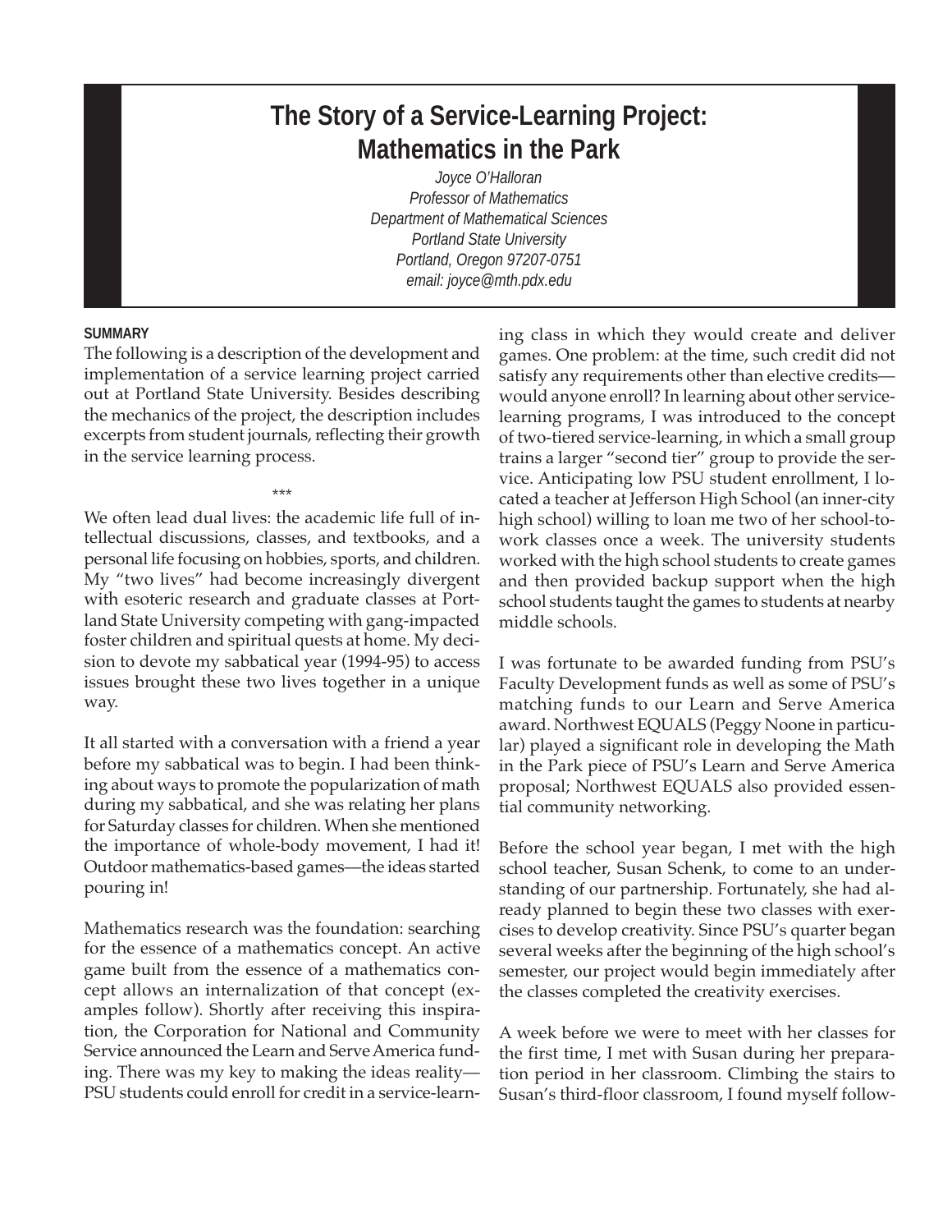# The Story of a Service-Learning Project: Mathematics in the Park

*Joyce O'Halloran*
*Professor of Mathematics*
*Department of Mathematical Sciences*
*Portland State University*
*Portland, Oregon 97207-0751*
*email: joyce@mth.pdx.edu*

**SUMMARY**

The following is a description of the development and implementation of a service learning project carried out at Portland State University. Besides describing the mechanics of the project, the description includes excerpts from student journals, reflecting their growth in the service learning process.

\*\*\*

We often lead dual lives: the academic life full of intellectual discussions, classes, and textbooks, and a personal life focusing on hobbies, sports, and children. My "two lives" had become increasingly divergent with esoteric research and graduate classes at Portland State University competing with gang-impacted foster children and spiritual quests at home. My decision to devote my sabbatical year (1994-95) to access issues brought these two lives together in a unique way.

It all started with a conversation with a friend a year before my sabbatical was to begin. I had been thinking about ways to promote the popularization of math during my sabbatical, and she was relating her plans for Saturday classes for children. When she mentioned the importance of whole-body movement, I had it! Outdoor mathematics-based games—the ideas started pouring in!

Mathematics research was the foundation: searching for the essence of a mathematics concept. An active game built from the essence of a mathematics concept allows an internalization of that concept (examples follow). Shortly after receiving this inspiration, the Corporation for National and Community Service announced the Learn and Serve America funding. There was my key to making the ideas reality—PSU students could enroll for credit in a service-learning class in which they would create and deliver games. One problem: at the time, such credit did not satisfy any requirements other than elective credits—would anyone enroll? In learning about other service-learning programs, I was introduced to the concept of two-tiered service-learning, in which a small group trains a larger "second tier" group to provide the service. Anticipating low PSU student enrollment, I located a teacher at Jefferson High School (an inner-city high school) willing to loan me two of her school-to-work classes once a week. The university students worked with the high school students to create games and then provided backup support when the high school students taught the games to students at nearby middle schools.

I was fortunate to be awarded funding from PSU's Faculty Development funds as well as some of PSU's matching funds to our Learn and Serve America award. Northwest EQUALS (Peggy Noone in particular) played a significant role in developing the Math in the Park piece of PSU's Learn and Serve America proposal; Northwest EQUALS also provided essential community networking.

Before the school year began, I met with the high school teacher, Susan Schenk, to come to an understanding of our partnership. Fortunately, she had already planned to begin these two classes with exercises to develop creativity. Since PSU's quarter began several weeks after the beginning of the high school's semester, our project would begin immediately after the classes completed the creativity exercises.

A week before we were to meet with her classes for the first time, I met with Susan during her preparation period in her classroom. Climbing the stairs to Susan's third-floor classroom, I found myself follow-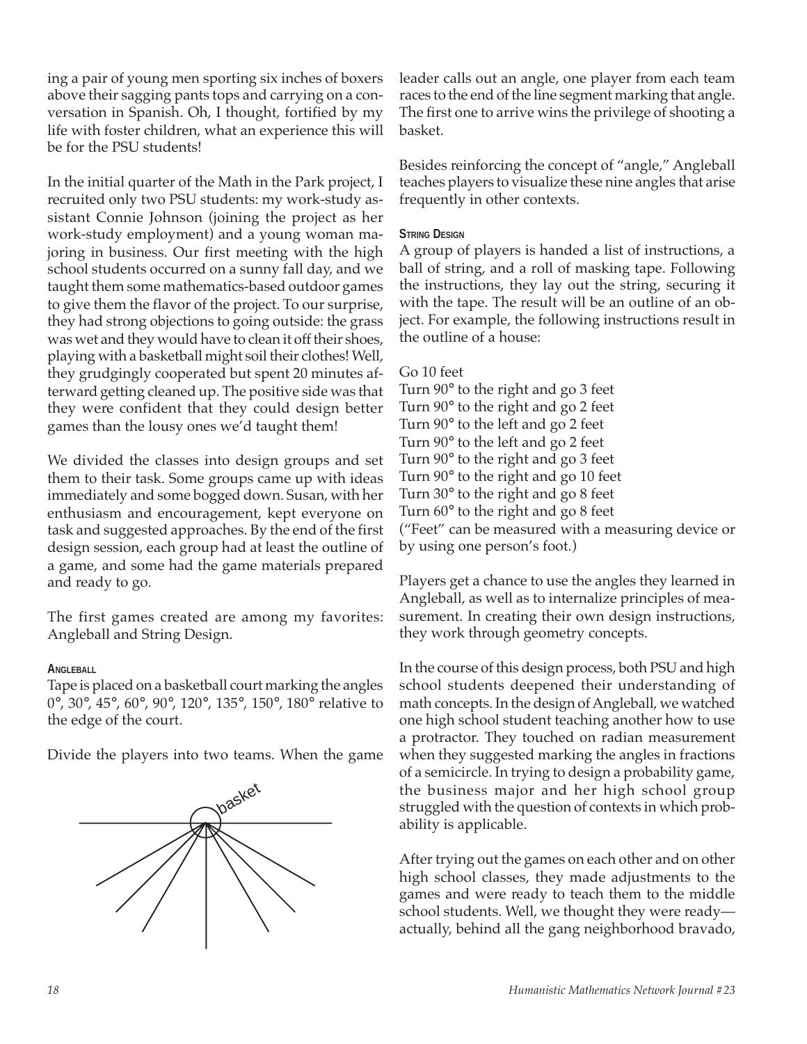ing a pair of young men sporting six inches of boxers above their sagging pants tops and carrying on a conversation in Spanish. Oh, I thought, fortified by my life with foster children, what an experience this will be for the PSU students!

In the initial quarter of the Math in the Park project, I recruited only two PSU students: my work-study assistant Connie Johnson (joining the project as her work-study employment) and a young woman majoring in business. Our first meeting with the high school students occurred on a sunny fall day, and we taught them some mathematics-based outdoor games to give them the flavor of the project. To our surprise, they had strong objections to going outside: the grass was wet and they would have to clean it off their shoes, playing with a basketball might soil their clothes! Well, they grudgingly cooperated but spent 20 minutes afterward getting cleaned up. The positive side was that they were confident that they could design better games than the lousy ones we'd taught them!

We divided the classes into design groups and set them to their task. Some groups came up with ideas immediately and some bogged down. Susan, with her enthusiasm and encouragement, kept everyone on task and suggested approaches. By the end of the first design session, each group had at least the outline of a game, and some had the game materials prepared and ready to go.

The first games created are among my favorites: Angleball and String Design.

#### Angleball

Tape is placed on a basketball court marking the angles 0°, 30°, 45°, 60°, 90°, 120°, 135°, 150°, 180° relative to the edge of the court.

Divide the players into two teams. When the game leader calls out an angle, one player from each team races to the end of the line segment marking that angle. The first one to arrive wins the privilege of shooting a basket.

Besides reinforcing the concept of "angle," Angleball teaches players to visualize these nine angles that arise frequently in other contexts.

#### String Design

A group of players is handed a list of instructions, a ball of string, and a roll of masking tape. Following the instructions, they lay out the string, securing it with the tape. The result will be an outline of an object. For example, the following instructions result in the outline of a house:

Go 10 feet
Turn 90° to the right and go 3 feet
Turn 90° to the right and go 2 feet
Turn 90° to the left and go 2 feet
Turn 90° to the left and go 2 feet
Turn 90° to the right and go 3 feet
Turn 90° to the right and go 10 feet
Turn 30° to the right and go 8 feet
Turn 60° to the right and go 8 feet
("Feet" can be measured with a measuring device or by using one person's foot.)

Players get a chance to use the angles they learned in Angleball, as well as to internalize principles of measurement. In creating their own design instructions, they work through geometry concepts.

In the course of this design process, both PSU and high school students deepened their understanding of math concepts. In the design of Angleball, we watched one high school student teaching another how to use a protractor. They touched on radian measurement when they suggested marking the angles in fractions of a semicircle. In trying to design a probability game, the business major and her high school group struggled with the question of contexts in which probability is applicable.

After trying out the games on each other and on other high school classes, they made adjustments to the games and were ready to teach them to the middle school students. Well, we thought they were ready—actually, behind all the gang neighborhood bravado,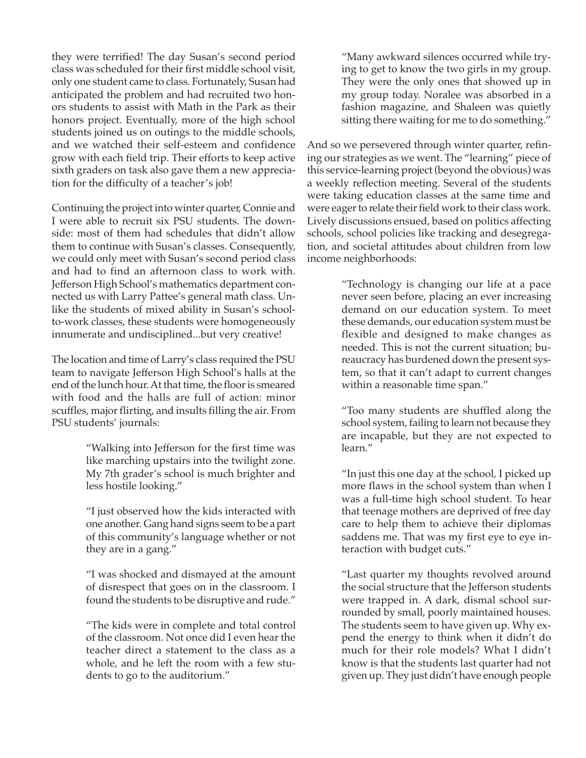they were terrified! The day Susan's second period class was scheduled for their first middle school visit, only one student came to class. Fortunately, Susan had anticipated the problem and had recruited two honors students to assist with Math in the Park as their honors project. Eventually, more of the high school students joined us on outings to the middle schools, and we watched their self-esteem and confidence grow with each field trip. Their efforts to keep active sixth graders on task also gave them a new appreciation for the difficulty of a teacher's job!

Continuing the project into winter quarter, Connie and I were able to recruit six PSU students. The downside: most of them had schedules that didn't allow them to continue with Susan's classes. Consequently, we could only meet with Susan's second period class and had to find an afternoon class to work with. Jefferson High School's mathematics department connected us with Larry Pattee's general math class. Unlike the students of mixed ability in Susan's school-to-work classes, these students were homogeneously innumerate and undisciplined...but very creative!

The location and time of Larry's class required the PSU team to navigate Jefferson High School's halls at the end of the lunch hour. At that time, the floor is smeared with food and the halls are full of action: minor scuffles, major flirting, and insults filling the air. From PSU students' journals:

> "Walking into Jefferson for the first time was like marching upstairs into the twilight zone. My 7th grader's school is much brighter and less hostile looking."

> "I just observed how the kids interacted with one another. Gang hand signs seem to be a part of this community's language whether or not they are in a gang."

> "I was shocked and dismayed at the amount of disrespect that goes on in the classroom. I found the students to be disruptive and rude."

> "The kids were in complete and total control of the classroom. Not once did I even hear the teacher direct a statement to the class as a whole, and he left the room with a few students to go to the auditorium."

> "Many awkward silences occurred while trying to get to know the two girls in my group. They were the only ones that showed up in my group today. Noralee was absorbed in a fashion magazine, and Shaleen was quietly sitting there waiting for me to do something."

And so we persevered through winter quarter, refining our strategies as we went. The "learning" piece of this service-learning project (beyond the obvious) was a weekly reflection meeting. Several of the students were taking education classes at the same time and were eager to relate their field work to their class work. Lively discussions ensued, based on politics affecting schools, school policies like tracking and desegregation, and societal attitudes about children from low income neighborhoods:

> "Technology is changing our life at a pace never seen before, placing an ever increasing demand on our education system. To meet these demands, our education system must be flexible and designed to make changes as needed. This is not the current situation; bureaucracy has burdened down the present system, so that it can't adapt to current changes within a reasonable time span."

> "Too many students are shuffled along the school system, failing to learn not because they are incapable, but they are not expected to learn."

> "In just this one day at the school, I picked up more flaws in the school system than when I was a full-time high school student. To hear that teenage mothers are deprived of free day care to help them to achieve their diplomas saddens me. That was my first eye to eye interaction with budget cuts."

> "Last quarter my thoughts revolved around the social structure that the Jefferson students were trapped in. A dark, dismal school surrounded by small, poorly maintained houses. The students seem to have given up. Why expend the energy to think when it didn't do much for their role models? What I didn't know is that the students last quarter had not given up. They just didn't have enough people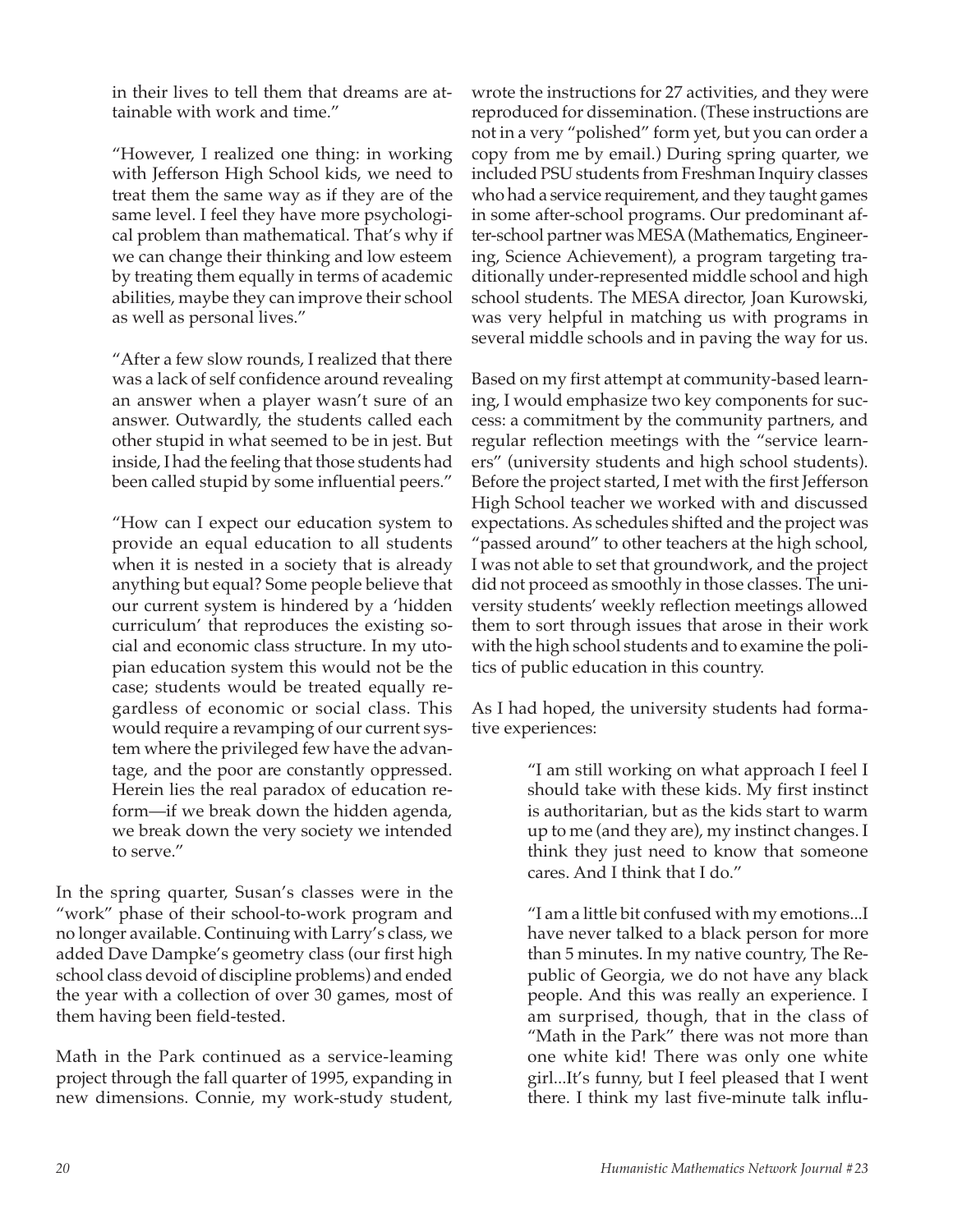> in their lives to tell them that dreams are attainable with work and time."

> "However, I realized one thing: in working with Jefferson High School kids, we need to treat them the same way as if they are of the same level. I feel they have more psychological problem than mathematical. That's why if we can change their thinking and low esteem by treating them equally in terms of academic abilities, maybe they can improve their school as well as personal lives."

> "After a few slow rounds, I realized that there was a lack of self confidence around revealing an answer when a player wasn't sure of an answer. Outwardly, the students called each other stupid in what seemed to be in jest. But inside, I had the feeling that those students had been called stupid by some influential peers."

> "How can I expect our education system to provide an equal education to all students when it is nested in a society that is already anything but equal? Some people believe that our current system is hindered by a 'hidden curriculum' that reproduces the existing social and economic class structure. In my utopian education system this would not be the case; students would be treated equally regardless of economic or social class. This would require a revamping of our current system where the privileged few have the advantage, and the poor are constantly oppressed. Herein lies the real paradox of education reform—if we break down the hidden agenda, we break down the very society we intended to serve."

In the spring quarter, Susan's classes were in the "work" phase of their school-to-work program and no longer available. Continuing with Larry's class, we added Dave Dampke's geometry class (our first high school class devoid of discipline problems) and ended the year with a collection of over 30 games, most of them having been field-tested.

Math in the Park continued as a service-leaming project through the fall quarter of 1995, expanding in new dimensions. Connie, my work-study student, wrote the instructions for 27 activities, and they were reproduced for dissemination. (These instructions are not in a very "polished" form yet, but you can order a copy from me by email.) During spring quarter, we included PSU students from Freshman Inquiry classes who had a service requirement, and they taught games in some after-school programs. Our predominant after-school partner was MESA (Mathematics, Engineering, Science Achievement), a program targeting traditionally under-represented middle school and high school students. The MESA director, Joan Kurowski, was very helpful in matching us with programs in several middle schools and in paving the way for us.

Based on my first attempt at community-based learning, I would emphasize two key components for success: a commitment by the community partners, and regular reflection meetings with the "service learners" (university students and high school students). Before the project started, I met with the first Jefferson High School teacher we worked with and discussed expectations. As schedules shifted and the project was "passed around" to other teachers at the high school, I was not able to set that groundwork, and the project did not proceed as smoothly in those classes. The university students' weekly reflection meetings allowed them to sort through issues that arose in their work with the high school students and to examine the politics of public education in this country.

As I had hoped, the university students had formative experiences:

> "I am still working on what approach I feel I should take with these kids. My first instinct is authoritarian, but as the kids start to warm up to me (and they are), my instinct changes. I think they just need to know that someone cares. And I think that I do."

> "I am a little bit confused with my emotions...I have never talked to a black person for more than 5 minutes. In my native country, The Republic of Georgia, we do not have any black people. And this was really an experience. I am surprised, though, that in the class of "Math in the Park" there was not more than one white kid! There was only one white girl...It's funny, but I feel pleased that I went there. I think my last five-minute talk influ-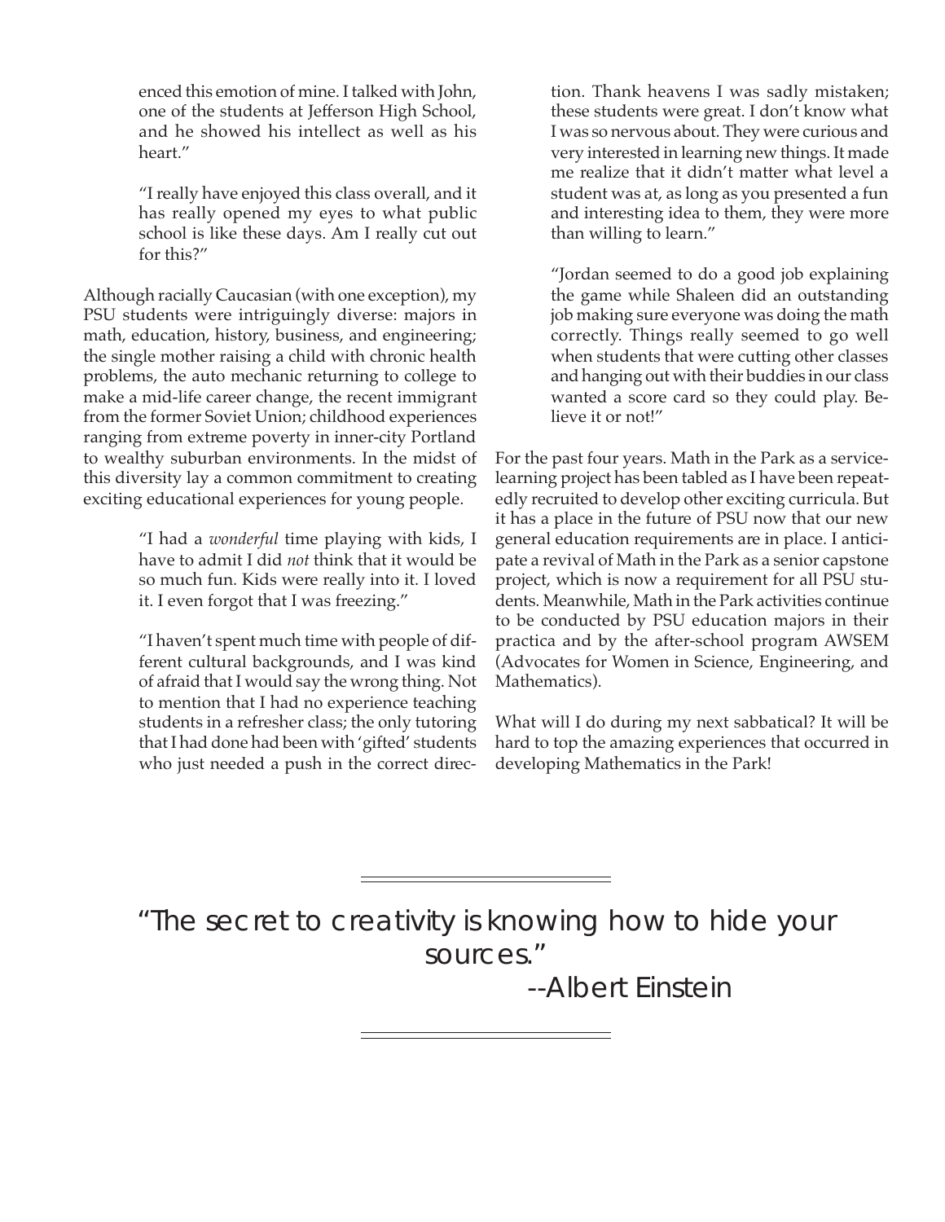enced this emotion of mine. I talked with John, one of the students at Jefferson High School, and he showed his intellect as well as his heart."

> "I really have enjoyed this class overall, and it has really opened my eyes to what public school is like these days. Am I really cut out for this?"

Although racially Caucasian (with one exception), my PSU students were intriguingly diverse: majors in math, education, history, business, and engineering; the single mother raising a child with chronic health problems, the auto mechanic returning to college to make a mid-life career change, the recent immigrant from the former Soviet Union; childhood experiences ranging from extreme poverty in inner-city Portland to wealthy suburban environments. In the midst of this diversity lay a common commitment to creating exciting educational experiences for young people.

> "I had a *wonderful* time playing with kids, I have to admit I did *not* think that it would be so much fun. Kids were really into it. I loved it. I even forgot that I was freezing."

> "I haven't spent much time with people of different cultural backgrounds, and I was kind of afraid that I would say the wrong thing. Not to mention that I had no experience teaching students in a refresher class; the only tutoring that I had done had been with 'gifted' students who just needed a push in the correct direction. Thank heavens I was sadly mistaken; these students were great. I don't know what I was so nervous about. They were curious and very interested in learning new things. It made me realize that it didn't matter what level a student was at, as long as you presented a fun and interesting idea to them, they were more than willing to learn."

> "Jordan seemed to do a good job explaining the game while Shaleen did an outstanding job making sure everyone was doing the math correctly. Things really seemed to go well when students that were cutting other classes and hanging out with their buddies in our class wanted a score card so they could play. Believe it or not!"

For the past four years. Math in the Park as a service-learning project has been tabled as I have been repeatedly recruited to develop other exciting curricula. But it has a place in the future of PSU now that our new general education requirements are in place. I anticipate a revival of Math in the Park as a senior capstone project, which is now a requirement for all PSU students. Meanwhile, Math in the Park activities continue to be conducted by PSU education majors in their practica and by the after-school program AWSEM (Advocates for Women in Science, Engineering, and Mathematics).

What will I do during my next sabbatical? It will be hard to top the amazing experiences that occurred in developing Mathematics in the Park!

---

"The secret to creativity is knowing how to hide your sources."

--Albert Einstein

---